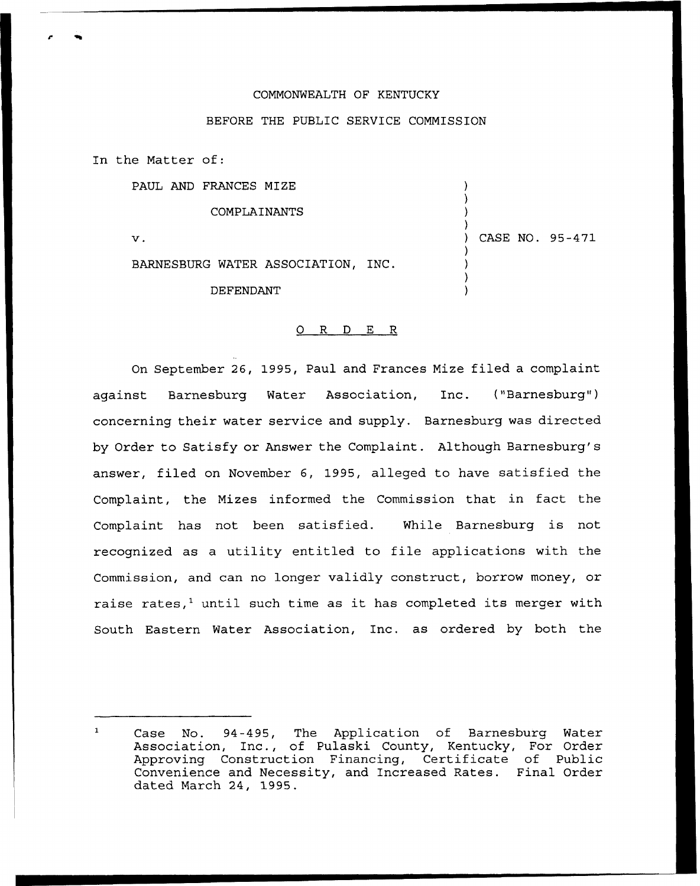COMMONWEALTH OF KENTUCKY

BEFORE THE PUBLIC SERVICE COMMISSION

In the Matter of:

PAUL AND FRANCES MIZE
COMPLAINANTS

v.

BARNESBURG WATER ASSOCIATION, INC.
DEFENDANT

) CASE NO. 95-471

O R D E R

On September 26, 1995, Paul and Frances Mize filed a complaint against Barnesburg Water Association, Inc. ("Barnesburg") concerning their water service and supply. Barnesburg was directed by Order to Satisfy or Answer the Complaint. Although Barnesburg's answer, filed on November 6, 1995, alleged to have satisfied the Complaint, the Mizes informed the Commission that in fact the Complaint has not been satisfied. While Barnesburg is not recognized as a utility entitled to file applications with the Commission, and can no longer validly construct, borrow money, or raise rates,[1] until such time as it has completed its merger with South Eastern Water Association, Inc. as ordered by both the

---

[1] Case No. 94-495, The Application of Barnesburg Water Association, Inc., of Pulaski County, Kentucky, For Order Approving Construction Financing, Certificate of Public Convenience and Necessity, and Increased Rates. Final Order dated March 24, 1995.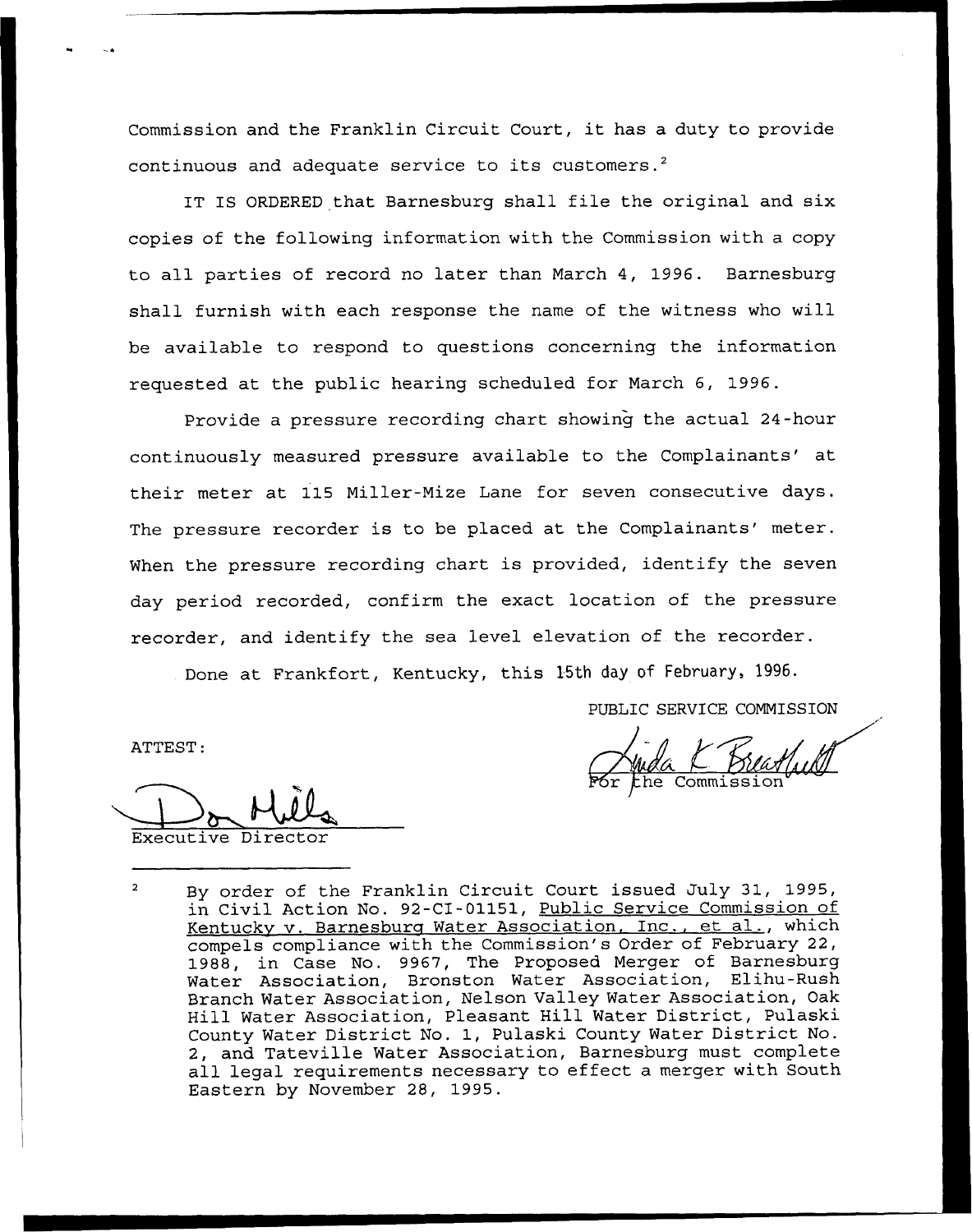Commission and the Franklin Circuit Court, it has a duty to provide continuous and adequate service to its customers.[2]

IT IS ORDERED that Barnesburg shall file the original and six copies of the following information with the Commission with a copy to all parties of record no later than March 4, 1996. Barnesburg shall furnish with each response the name of the witness who will be available to respond to questions concerning the information requested at the public hearing scheduled for March 6, 1996.

Provide a pressure recording chart showing the actual 24-hour continuously measured pressure available to the Complainants' at their meter at 115 Miller-Mize Lane for seven consecutive days. The pressure recorder is to be placed at the Complainants' meter. When the pressure recording chart is provided, identify the seven day period recorded, confirm the exact location of the pressure recorder, and identify the sea level elevation of the recorder.

Done at Frankfort, Kentucky, this 15th day of February, 1996.

PUBLIC SERVICE COMMISSION

For the Commission

ATTEST:

Executive Director

---

[2] By order of the Franklin Circuit Court issued July 31, 1995, in Civil Action No. 92-CI-01151, Public Service Commission of Kentucky v. Barnesburg Water Association, Inc., et al., which compels compliance with the Commission's Order of February 22, 1988, in Case No. 9967, The Proposed Merger of Barnesburg Water Association, Bronston Water Association, Elihu-Rush Branch Water Association, Nelson Valley Water Association, Oak Hill Water Association, Pleasant Hill Water District, Pulaski County Water District No. 1, Pulaski County Water District No. 2, and Tateville Water Association, Barnesburg must complete all legal requirements necessary to effect a merger with South Eastern by November 28, 1995.